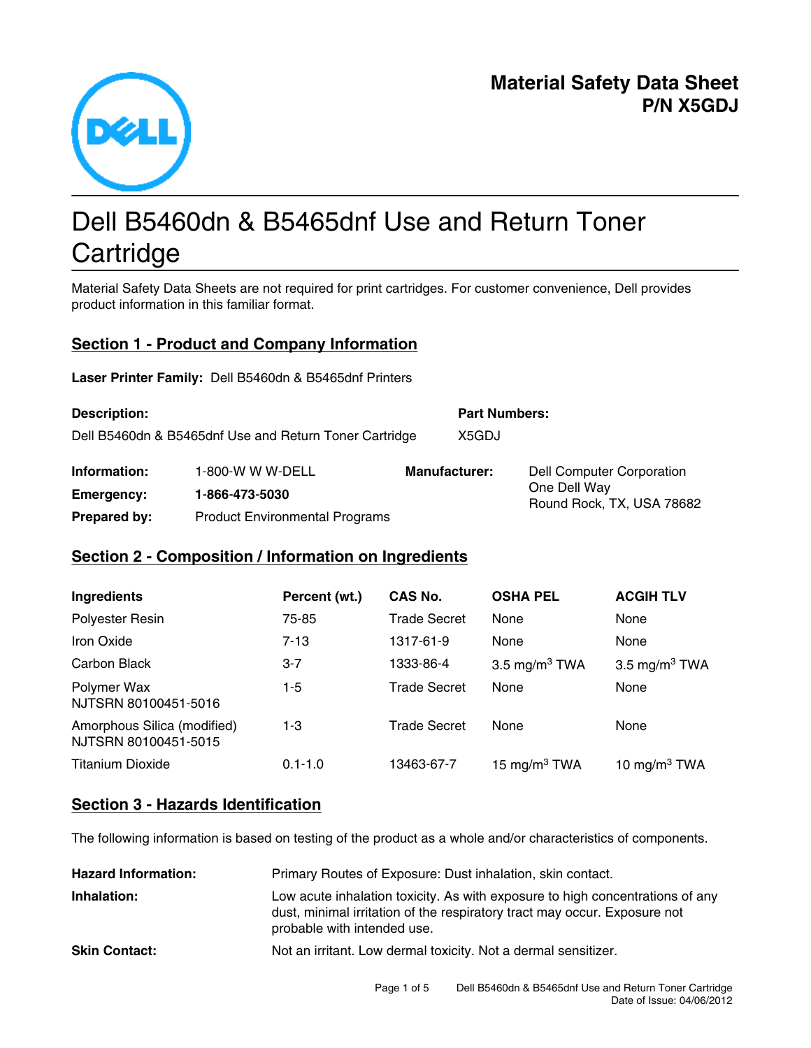# Material Safety Data Sheet
# P/N X5GDJ

# Dell B5460dn & B5465dnf Use and Return Toner Cartridge

Material Safety Data Sheets are not required for print cartridges. For customer convenience, Dell provides product information in this familiar format.

## Section 1 - Product and Company Information

**Laser Printer Family:** Dell B5460dn & B5465dnf Printers

**Description:**
Dell B5460dn & B5465dnf Use and Return Toner Cartridge

**Part Numbers:**
X5GDJ

**Information:** 1-800-W W W-DELL

**Emergency:** **1-866-473-5030**

**Prepared by:** Product Environmental Programs

**Manufacturer:** Dell Computer Corporation
One Dell Way
Round Rock, TX, USA 78682

## Section 2 - Composition / Information on Ingredients

| Ingredients | Percent (wt.) | CAS No. | OSHA PEL | ACGIH TLV |
|---|---|---|---|---|
| Polyester Resin | 75-85 | Trade Secret | None | None |
| Iron Oxide | 7-13 | 1317-61-9 | None | None |
| Carbon Black | 3-7 | 1333-86-4 | 3.5 mg/m$^3$ TWA | 3.5 mg/m$^3$ TWA |
| Polymer Wax NJTSRN 80100451-5016 | 1-5 | Trade Secret | None | None |
| Amorphous Silica (modified) NJTSRN 80100451-5015 | 1-3 | Trade Secret | None | None |
| Titanium Dioxide | 0.1-1.0 | 13463-67-7 | 15 mg/m$^3$ TWA | 10 mg/m$^3$ TWA |

## Section 3 - Hazards Identification

The following information is based on testing of the product as a whole and/or characteristics of components.

**Hazard Information:** Primary Routes of Exposure: Dust inhalation, skin contact.

**Inhalation:** Low acute inhalation toxicity. As with exposure to high concentrations of any dust, minimal irritation of the respiratory tract may occur. Exposure not probable with intended use.

**Skin Contact:** Not an irritant. Low dermal toxicity. Not a dermal sensitizer.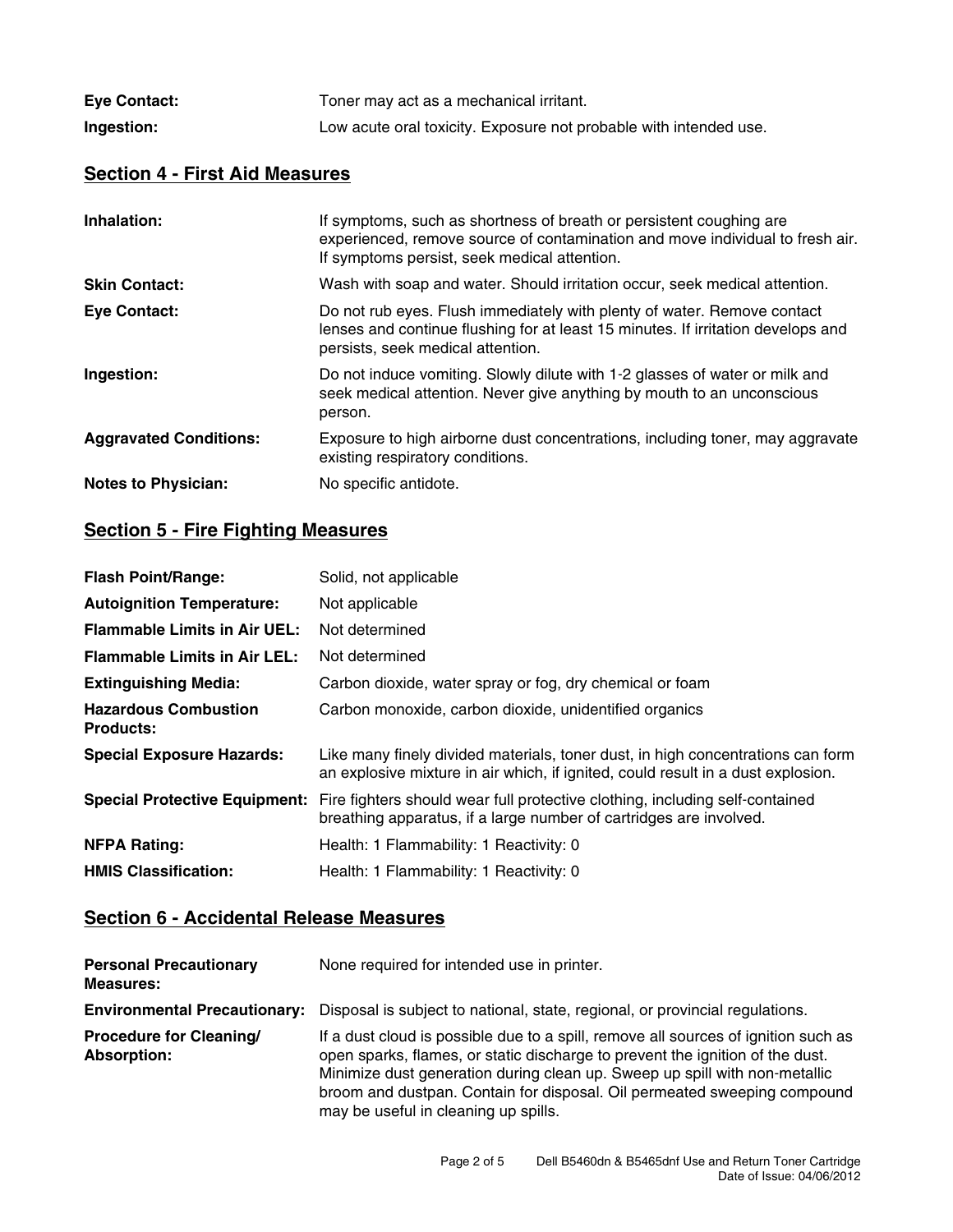| | |
|---|---|
| **Eye Contact:** | Toner may act as a mechanical irritant. |
| **Ingestion:** | Low acute oral toxicity. Exposure not probable with intended use. |

## Section 4 - First Aid Measures

| | |
|---|---|
| **Inhalation:** | If symptoms, such as shortness of breath or persistent coughing are experienced, remove source of contamination and move individual to fresh air. If symptoms persist, seek medical attention. |
| **Skin Contact:** | Wash with soap and water. Should irritation occur, seek medical attention. |
| **Eye Contact:** | Do not rub eyes. Flush immediately with plenty of water. Remove contact lenses and continue flushing for at least 15 minutes. If irritation develops and persists, seek medical attention. |
| **Ingestion:** | Do not induce vomiting. Slowly dilute with 1-2 glasses of water or milk and seek medical attention. Never give anything by mouth to an unconscious person. |
| **Aggravated Conditions:** | Exposure to high airborne dust concentrations, including toner, may aggravate existing respiratory conditions. |
| **Notes to Physician:** | No specific antidote. |

## Section 5 - Fire Fighting Measures

| | |
|---|---|
| **Flash Point/Range:** | Solid, not applicable |
| **Autoignition Temperature:** | Not applicable |
| **Flammable Limits in Air UEL:** | Not determined |
| **Flammable Limits in Air LEL:** | Not determined |
| **Extinguishing Media:** | Carbon dioxide, water spray or fog, dry chemical or foam |
| **Hazardous Combustion Products:** | Carbon monoxide, carbon dioxide, unidentified organics |
| **Special Exposure Hazards:** | Like many finely divided materials, toner dust, in high concentrations can form an explosive mixture in air which, if ignited, could result in a dust explosion. |
| **Special Protective Equipment:** | Fire fighters should wear full protective clothing, including self-contained breathing apparatus, if a large number of cartridges are involved. |
| **NFPA Rating:** | Health: 1 Flammability: 1 Reactivity: 0 |
| **HMIS Classification:** | Health: 1 Flammability: 1 Reactivity: 0 |

## Section 6 - Accidental Release Measures

| | |
|---|---|
| **Personal Precautionary Measures:** | None required for intended use in printer. |
| **Environmental Precautionary:** | Disposal is subject to national, state, regional, or provincial regulations. |
| **Procedure for Cleaning/ Absorption:** | If a dust cloud is possible due to a spill, remove all sources of ignition such as open sparks, flames, or static discharge to prevent the ignition of the dust. Minimize dust generation during clean up. Sweep up spill with non-metallic broom and dustpan. Contain for disposal. Oil permeated sweeping compound may be useful in cleaning up spills. |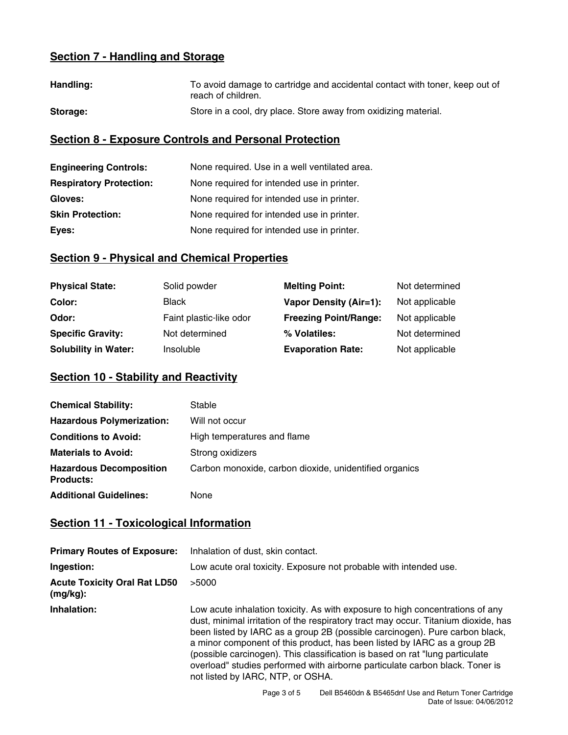## Section 7 - Handling and Storage

| | |
|---|---|
| **Handling:** | To avoid damage to cartridge and accidental contact with toner, keep out of reach of children. |
| **Storage:** | Store in a cool, dry place. Store away from oxidizing material. |

## Section 8 - Exposure Controls and Personal Protection

| | |
|---|---|
| **Engineering Controls:** | None required. Use in a well ventilated area. |
| **Respiratory Protection:** | None required for intended use in printer. |
| **Gloves:** | None required for intended use in printer. |
| **Skin Protection:** | None required for intended use in printer. |
| **Eyes:** | None required for intended use in printer. |

## Section 9 - Physical and Chemical Properties

| | | | |
|---|---|---|---|
| **Physical State:** | Solid powder | **Melting Point:** | Not determined |
| **Color:** | Black | **Vapor Density (Air=1):** | Not applicable |
| **Odor:** | Faint plastic-like odor | **Freezing Point/Range:** | Not applicable |
| **Specific Gravity:** | Not determined | **% Volatiles:** | Not determined |
| **Solubility in Water:** | Insoluble | **Evaporation Rate:** | Not applicable |

## Section 10 - Stability and Reactivity

| | |
|---|---|
| **Chemical Stability:** | Stable |
| **Hazardous Polymerization:** | Will not occur |
| **Conditions to Avoid:** | High temperatures and flame |
| **Materials to Avoid:** | Strong oxidizers |
| **Hazardous Decomposition Products:** | Carbon monoxide, carbon dioxide, unidentified organics |
| **Additional Guidelines:** | None |

## Section 11 - Toxicological Information

| | |
|---|---|
| **Primary Routes of Exposure:** | Inhalation of dust, skin contact. |
| **Ingestion:** | Low acute oral toxicity. Exposure not probable with intended use. |
| **Acute Toxicity Oral Rat LD50 (mg/kg):** | >5000 |
| **Inhalation:** | Low acute inhalation toxicity. As with exposure to high concentrations of any dust, minimal irritation of the respiratory tract may occur. Titanium dioxide, has been listed by IARC as a group 2B (possible carcinogen). Pure carbon black, a minor component of this product, has been listed by IARC as a group 2B (possible carcinogen). This classification is based on rat "lung particulate overload" studies performed with airborne particulate carbon black. Toner is not listed by IARC, NTP, or OSHA. |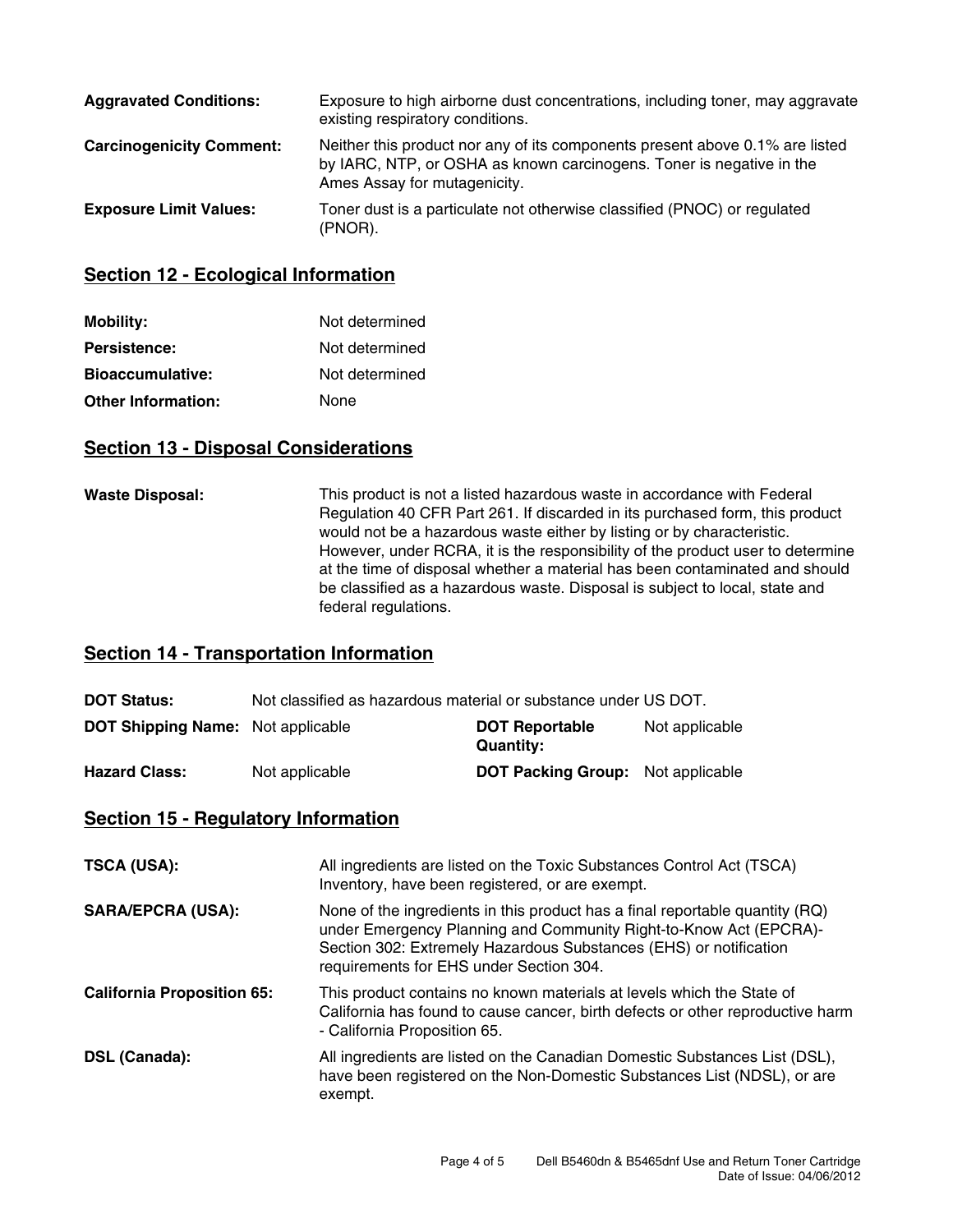**Aggravated Conditions:** Exposure to high airborne dust concentrations, including toner, may aggravate existing respiratory conditions.

**Carcinogenicity Comment:** Neither this product nor any of its components present above 0.1% are listed by IARC, NTP, or OSHA as known carcinogens. Toner is negative in the Ames Assay for mutagenicity.

**Exposure Limit Values:** Toner dust is a particulate not otherwise classified (PNOC) or regulated (PNOR).

## Section 12 - Ecological Information

**Mobility:** Not determined

**Persistence:** Not determined

**Bioaccumulative:** Not determined

**Other Information:** None

## Section 13 - Disposal Considerations

**Waste Disposal:** This product is not a listed hazardous waste in accordance with Federal Regulation 40 CFR Part 261. If discarded in its purchased form, this product would not be a hazardous waste either by listing or by characteristic. However, under RCRA, it is the responsibility of the product user to determine at the time of disposal whether a material has been contaminated and should be classified as a hazardous waste. Disposal is subject to local, state and federal regulations.

## Section 14 - Transportation Information

**DOT Status:** Not classified as hazardous material or substance under US DOT.

| | | | |
|---|---|---|---|
| **DOT Shipping Name:** | Not applicable | **DOT Reportable Quantity:** | Not applicable |
| **Hazard Class:** | Not applicable | **DOT Packing Group:** | Not applicable |

## Section 15 - Regulatory Information

**TSCA (USA):** All ingredients are listed on the Toxic Substances Control Act (TSCA) Inventory, have been registered, or are exempt.

**SARA/EPCRA (USA):** None of the ingredients in this product has a final reportable quantity (RQ) under Emergency Planning and Community Right-to-Know Act (EPCRA)-Section 302: Extremely Hazardous Substances (EHS) or notification requirements for EHS under Section 304.

**California Proposition 65:** This product contains no known materials at levels which the State of California has found to cause cancer, birth defects or other reproductive harm - California Proposition 65.

**DSL (Canada):** All ingredients are listed on the Canadian Domestic Substances List (DSL), have been registered on the Non-Domestic Substances List (NDSL), or are exempt.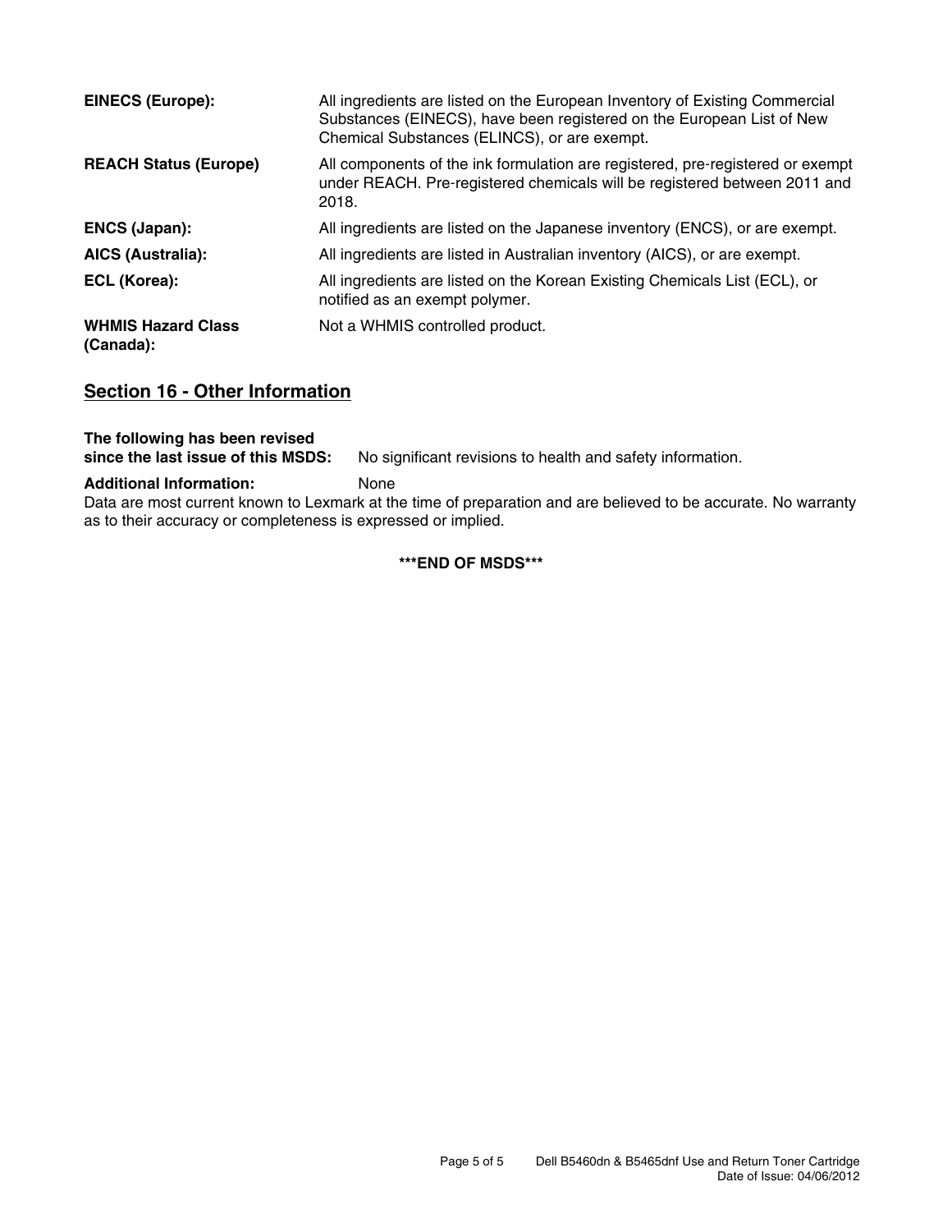| | |
|---|---|
| **EINECS (Europe):** | All ingredients are listed on the European Inventory of Existing Commercial Substances (EINECS), have been registered on the European List of New Chemical Substances (ELINCS), or are exempt. |
| **REACH Status (Europe)** | All components of the ink formulation are registered, pre-registered or exempt under REACH. Pre-registered chemicals will be registered between 2011 and 2018. |
| **ENCS (Japan):** | All ingredients are listed on the Japanese inventory (ENCS), or are exempt. |
| **AICS (Australia):** | All ingredients are listed in Australian inventory (AICS), or are exempt. |
| **ECL (Korea):** | All ingredients are listed on the Korean Existing Chemicals List (ECL), or notified as an exempt polymer. |
| **WHMIS Hazard Class (Canada):** | Not a WHMIS controlled product. |

## Section 16 - Other Information

**The following has been revised since the last issue of this MSDS:** No significant revisions to health and safety information.

**Additional Information:** None

Data are most current known to Lexmark at the time of preparation and are believed to be accurate. No warranty as to their accuracy or completeness is expressed or implied.

**\*\*\*END OF MSDS\*\*\***